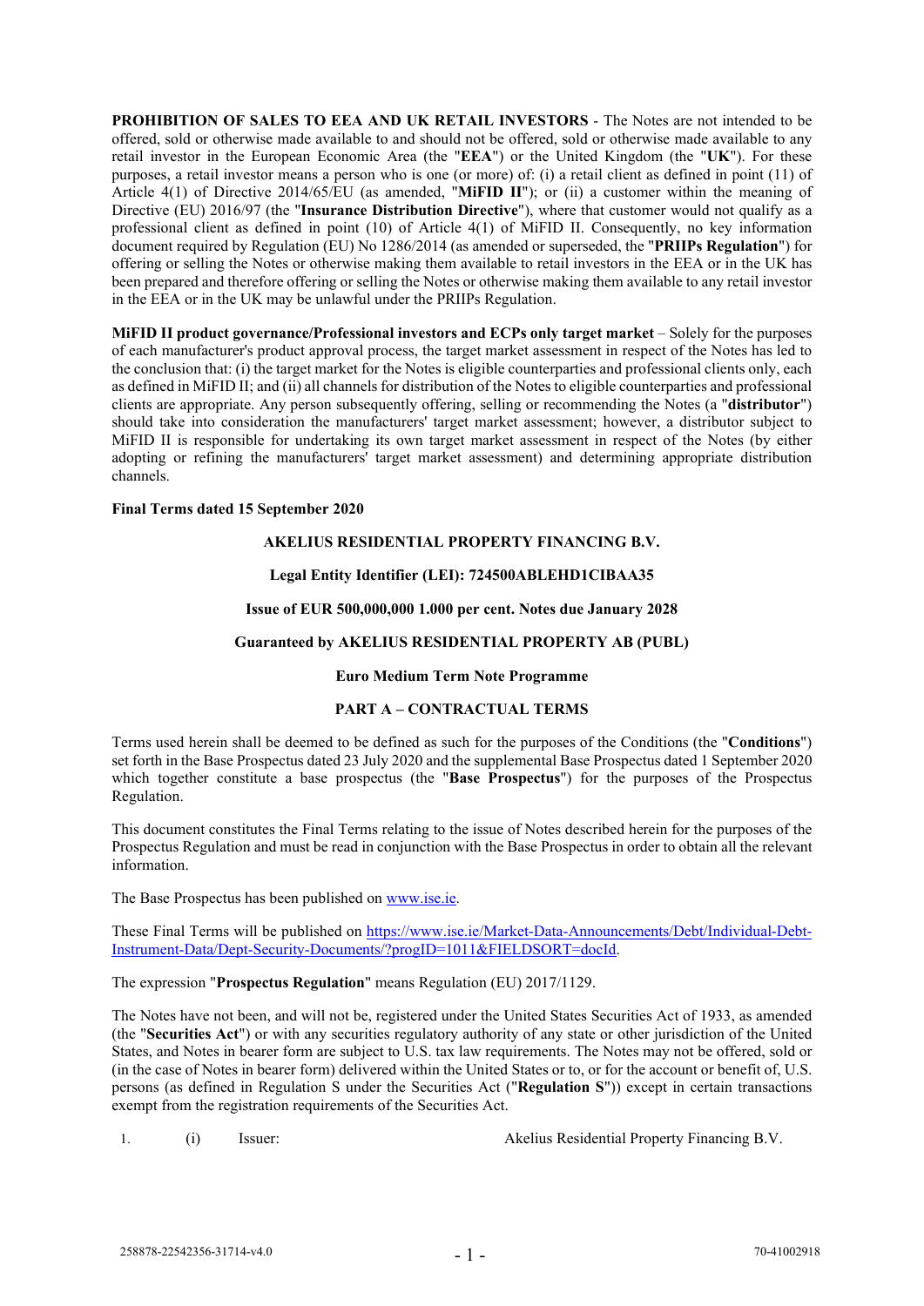**PROHIBITION OF SALES TO EEA AND UK RETAIL INVESTORS** - The Notes are not intended to be offered, sold or otherwise made available to and should not be offered, sold or otherwise made available to any retail investor in the European Economic Area (the "**EEA**") or the United Kingdom (the "**UK**"). For these purposes, a retail investor means a person who is one (or more) of: (i) a retail client as defined in point (11) of Article 4(1) of Directive 2014/65/EU (as amended, "**MiFID II**"); or (ii) a customer within the meaning of Directive (EU) 2016/97 (the "**Insurance Distribution Directive**"), where that customer would not qualify as a professional client as defined in point (10) of Article 4(1) of MiFID II. Consequently, no key information document required by Regulation (EU) No 1286/2014 (as amended or superseded, the "**PRIIPs Regulation**") for offering or selling the Notes or otherwise making them available to retail investors in the EEA or in the UK has been prepared and therefore offering or selling the Notes or otherwise making them available to any retail investor in the EEA or in the UK may be unlawful under the PRIIPs Regulation.

**MiFID II product governance/Professional investors and ECPs only target market** – Solely for the purposes of each manufacturer's product approval process, the target market assessment in respect of the Notes has led to the conclusion that: (i) the target market for the Notes is eligible counterparties and professional clients only, each as defined in MiFID II; and (ii) all channels for distribution of the Notes to eligible counterparties and professional clients are appropriate. Any person subsequently offering, selling or recommending the Notes (a "**distributor**") should take into consideration the manufacturers' target market assessment; however, a distributor subject to MiFID II is responsible for undertaking its own target market assessment in respect of the Notes (by either adopting or refining the manufacturers' target market assessment) and determining appropriate distribution channels.

**Final Terms dated 15 September 2020**

**AKELIUS RESIDENTIAL PROPERTY FINANCING B.V.**

**Legal Entity Identifier (LEI): 724500ABLEHD1CIBAA35**

**Issue of EUR 500,000,000 1.000 per cent. Notes due January 2028**

**Guaranteed by AKELIUS RESIDENTIAL PROPERTY AB (PUBL)**

**Euro Medium Term Note Programme**

## PART A – CONTRACTUAL TERMS

Terms used herein shall be deemed to be defined as such for the purposes of the Conditions (the "**Conditions**") set forth in the Base Prospectus dated 23 July 2020 and the supplemental Base Prospectus dated 1 September 2020 which together constitute a base prospectus (the "**Base Prospectus**") for the purposes of the Prospectus Regulation.

This document constitutes the Final Terms relating to the issue of Notes described herein for the purposes of the Prospectus Regulation and must be read in conjunction with the Base Prospectus in order to obtain all the relevant information.

The Base Prospectus has been published on www.ise.ie.

These Final Terms will be published on https://www.ise.ie/Market-Data-Announcements/Debt/Individual-Debt-Instrument-Data/Dept-Security-Documents/?progID=1011&FIELDSORT=docId.

The expression "**Prospectus Regulation**" means Regulation (EU) 2017/1129.

The Notes have not been, and will not be, registered under the United States Securities Act of 1933, as amended (the "**Securities Act**") or with any securities regulatory authority of any state or other jurisdiction of the United States, and Notes in bearer form are subject to U.S. tax law requirements. The Notes may not be offered, sold or (in the case of Notes in bearer form) delivered within the United States or to, or for the account or benefit of, U.S. persons (as defined in Regulation S under the Securities Act ("**Regulation S**")) except in certain transactions exempt from the registration requirements of the Securities Act.

| | | | |
|---|---|---|---|
| 1. | (i) | Issuer: | Akelius Residential Property Financing B.V. |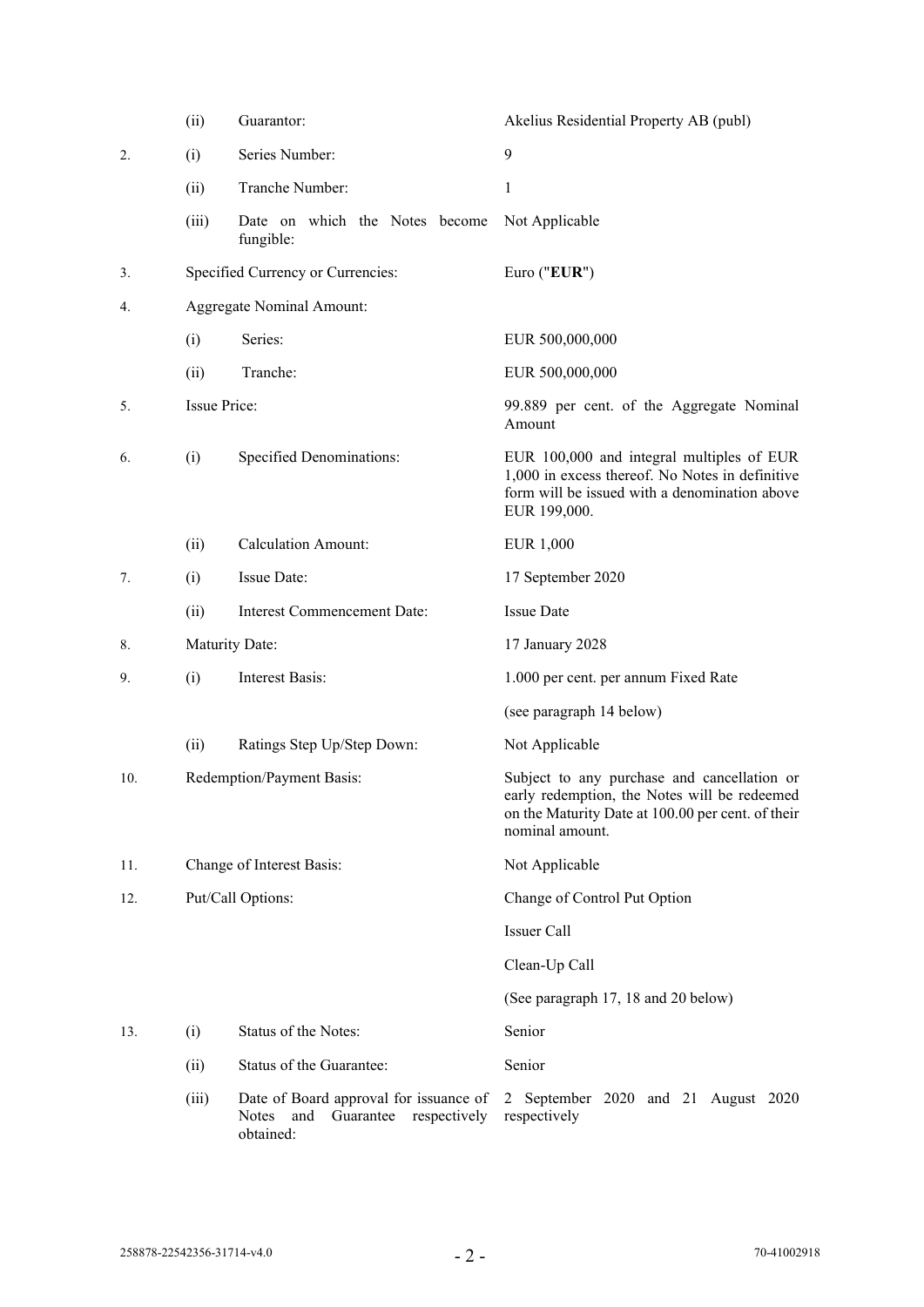| | | | |
|---|---|---|---|
| | (ii) | Guarantor: | Akelius Residential Property AB (publ) |
| 2. | (i) | Series Number: | 9 |
| | (ii) | Tranche Number: | 1 |
| | (iii) | Date on which the Notes become fungible: | Not Applicable |
| 3. | | Specified Currency or Currencies: | Euro ("**EUR**") |
| 4. | | Aggregate Nominal Amount: | |
| | (i) | Series: | EUR 500,000,000 |
| | (ii) | Tranche: | EUR 500,000,000 |
| 5. | | Issue Price: | 99.889 per cent. of the Aggregate Nominal Amount |
| 6. | (i) | Specified Denominations: | EUR 100,000 and integral multiples of EUR 1,000 in excess thereof. No Notes in definitive form will be issued with a denomination above EUR 199,000. |
| | (ii) | Calculation Amount: | EUR 1,000 |
| 7. | (i) | Issue Date: | 17 September 2020 |
| | (ii) | Interest Commencement Date: | Issue Date |
| 8. | | Maturity Date: | 17 January 2028 |
| 9. | (i) | Interest Basis: | 1.000 per cent. per annum Fixed Rate<br><br>(see paragraph 14 below) |
| | (ii) | Ratings Step Up/Step Down: | Not Applicable |
| 10. | | Redemption/Payment Basis: | Subject to any purchase and cancellation or early redemption, the Notes will be redeemed on the Maturity Date at 100.00 per cent. of their nominal amount. |
| 11. | | Change of Interest Basis: | Not Applicable |
| 12. | | Put/Call Options: | Change of Control Put Option<br><br>Issuer Call<br><br>Clean-Up Call<br><br>(See paragraph 17, 18 and 20 below) |
| 13. | (i) | Status of the Notes: | Senior |
| | (ii) | Status of the Guarantee: | Senior |
| | (iii) | Date of Board approval for issuance of Notes and Guarantee respectively obtained: | 2 September 2020 and 21 August 2020 respectively |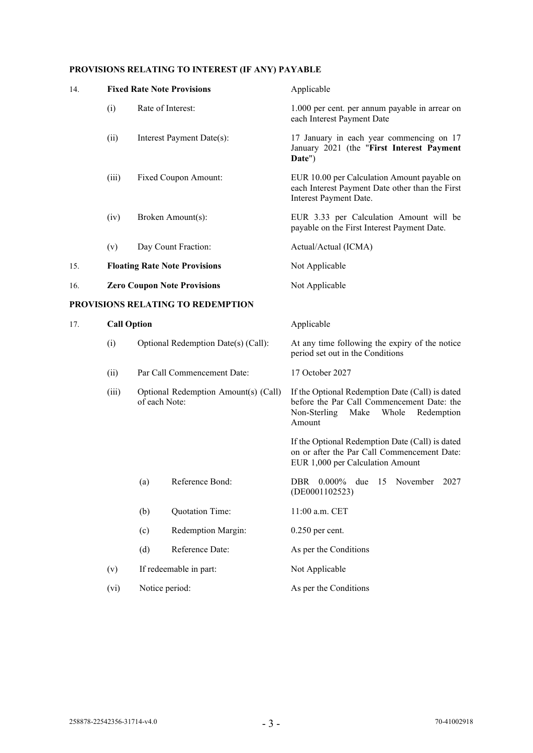**PROVISIONS RELATING TO INTEREST (IF ANY) PAYABLE**

| | | | |
|---|---|---|---|
| 14. | **Fixed Rate Note Provisions** | | Applicable |
| | (i) | Rate of Interest: | 1.000 per cent. per annum payable in arrear on each Interest Payment Date |
| | (ii) | Interest Payment Date(s): | 17 January in each year commencing on 17 January 2021 (the "**First Interest Payment Date**") |
| | (iii) | Fixed Coupon Amount: | EUR 10.00 per Calculation Amount payable on each Interest Payment Date other than the First Interest Payment Date. |
| | (iv) | Broken Amount(s): | EUR 3.33 per Calculation Amount will be payable on the First Interest Payment Date. |
| | (v) | Day Count Fraction: | Actual/Actual (ICMA) |
| 15. | **Floating Rate Note Provisions** | | Not Applicable |
| 16. | **Zero Coupon Note Provisions** | | Not Applicable |

**PROVISIONS RELATING TO REDEMPTION**

| | | | |
|---|---|---|---|
| 17. | **Call Option** | | Applicable |
| | (i) | Optional Redemption Date(s) (Call): | At any time following the expiry of the notice period set out in the Conditions |
| | (ii) | Par Call Commencement Date: | 17 October 2027 |
| | (iii) | Optional Redemption Amount(s) (Call) of each Note: | If the Optional Redemption Date (Call) is dated before the Par Call Commencement Date: the Non-Sterling Make Whole Redemption Amount<br><br>If the Optional Redemption Date (Call) is dated on or after the Par Call Commencement Date: EUR 1,000 per Calculation Amount |
| | | (a) Reference Bond: | DBR 0.000% due 15 November 2027 (DE0001102523) |
| | | (b) Quotation Time: | 11:00 a.m. CET |
| | | (c) Redemption Margin: | 0.250 per cent. |
| | | (d) Reference Date: | As per the Conditions |
| | (v) | If redeemable in part: | Not Applicable |
| | (vi) | Notice period: | As per the Conditions |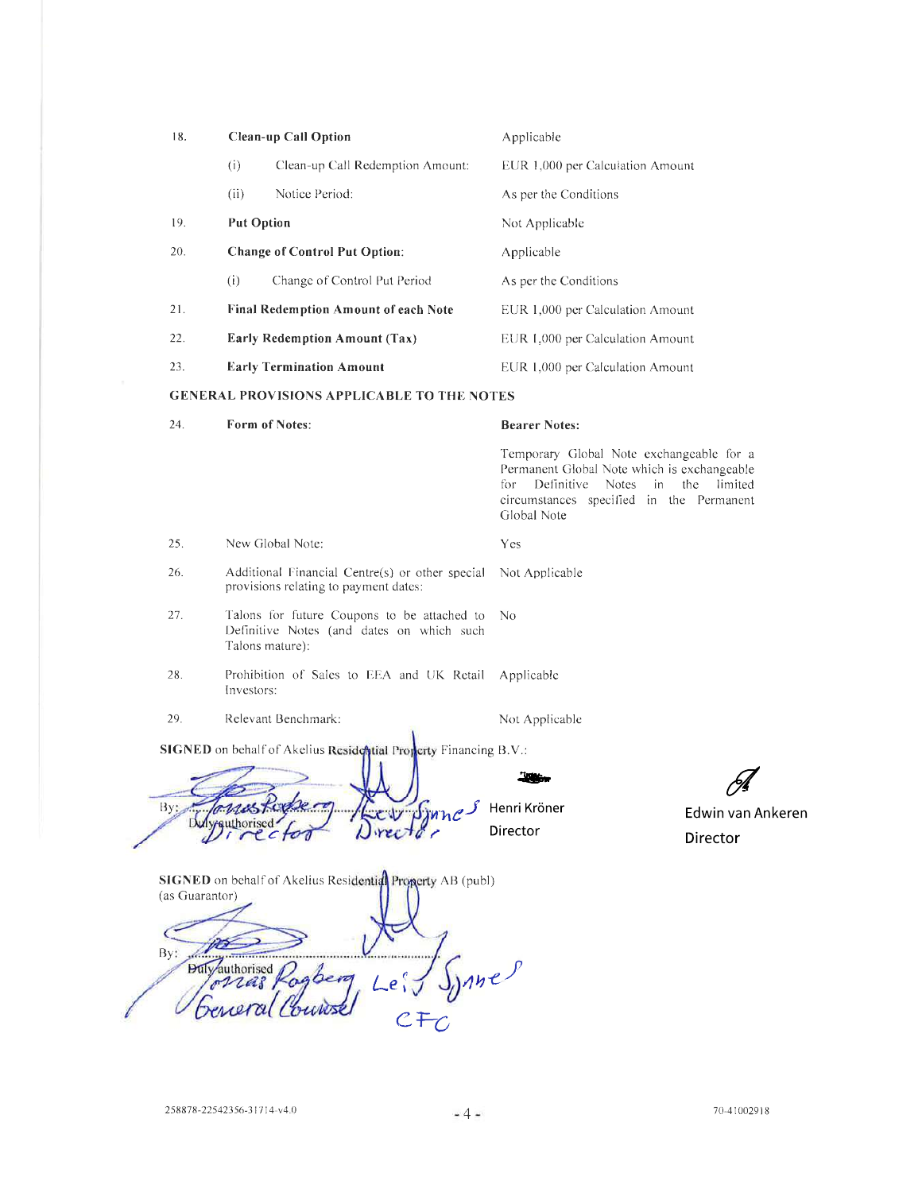| | | |
|---|---|---|
| 18. | **Clean-up Call Option** | Applicable |
| | (i) Clean-up Call Redemption Amount: | EUR 1,000 per Calculation Amount |
| | (ii) Notice Period: | As per the Conditions |
| 19. | **Put Option** | Not Applicable |
| 20. | **Change of Control Put Option:** | Applicable |
| | (i) Change of Control Put Period | As per the Conditions |
| 21. | **Final Redemption Amount of each Note** | EUR 1,000 per Calculation Amount |
| 22. | **Early Redemption Amount (Tax)** | EUR 1,000 per Calculation Amount |
| 23. | **Early Termination Amount** | EUR 1,000 per Calculation Amount |

**GENERAL PROVISIONS APPLICABLE TO THE NOTES**

| | | |
|---|---|---|
| 24. | **Form of Notes:** | **Bearer Notes:** Temporary Global Note exchangeable for a Permanent Global Note which is exchangeable for Definitive Notes in the limited circumstances specified in the Permanent Global Note |
| 25. | New Global Note: | Yes |
| 26. | Additional Financial Centre(s) or other special provisions relating to payment dates: | Not Applicable |
| 27. | Talons for future Coupons to be attached to Definitive Notes (and dates on which such Talons mature): | No |
| 28. | Prohibition of Sales to EEA and UK Retail Investors: | Applicable |
| 29. | Relevant Benchmark: | Not Applicable |

**SIGNED** on behalf of Akelius Residential Property Financing B.V.:

By: ............................................
Duly authorised

Jonas Rogberg, Director

Leif Sjöner, Director

Henri Kröner
Director

Edwin van Ankeren
Director

**SIGNED** on behalf of Akelius Residential Property AB (publ)
(as Guarantor)

By: ............................................
Duly authorised

Jonas Rogberg, General Counsel

Leif Sjöner, CFO

258878-22542356-31714-v4.0 70-41002918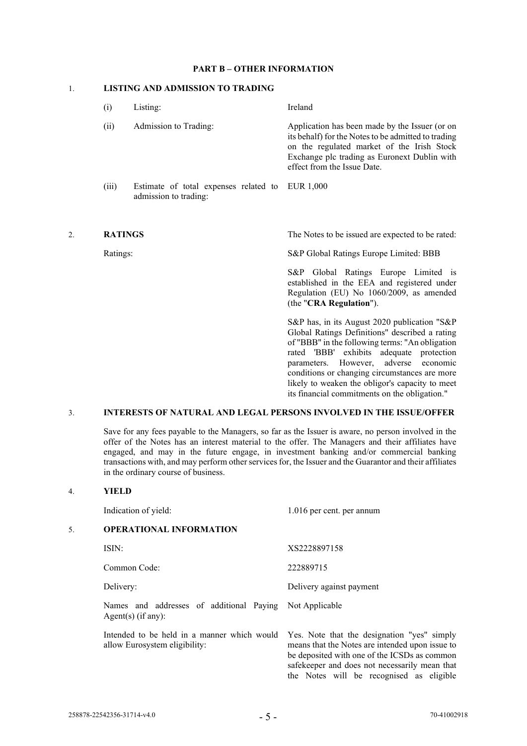## PART B – OTHER INFORMATION

### 1. LISTING AND ADMISSION TO TRADING

| | | |
|---|---|---|
| (i) | Listing: | Ireland |
| (ii) | Admission to Trading: | Application has been made by the Issuer (or on its behalf) for the Notes to be admitted to trading on the regulated market of the Irish Stock Exchange plc trading as Euronext Dublin with effect from the Issue Date. |
| (iii) | Estimate of total expenses related to admission to trading: | EUR 1,000 |

### 2. RATINGS

The Notes to be issued are expected to be rated:

Ratings: S&P Global Ratings Europe Limited: BBB

S&P Global Ratings Europe Limited is established in the EEA and registered under Regulation (EU) No 1060/2009, as amended (the "**CRA Regulation**").

S&P has, in its August 2020 publication "S&P Global Ratings Definitions" described a rating of "BBB" in the following terms: "An obligation rated 'BBB' exhibits adequate protection parameters. However, adverse economic conditions or changing circumstances are more likely to weaken the obligor's capacity to meet its financial commitments on the obligation."

### 3. INTERESTS OF NATURAL AND LEGAL PERSONS INVOLVED IN THE ISSUE/OFFER

Save for any fees payable to the Managers, so far as the Issuer is aware, no person involved in the offer of the Notes has an interest material to the offer. The Managers and their affiliates have engaged, and may in the future engage, in investment banking and/or commercial banking transactions with, and may perform other services for, the Issuer and the Guarantor and their affiliates in the ordinary course of business.

### 4. YIELD

| | |
|---|---|
| Indication of yield: | 1.016 per cent. per annum |

### 5. OPERATIONAL INFORMATION

| | |
|---|---|
| ISIN: | XS2228897158 |
| Common Code: | 222889715 |
| Delivery: | Delivery against payment |
| Names and addresses of additional Paying Agent(s) (if any): | Not Applicable |
| Intended to be held in a manner which would allow Eurosystem eligibility: | Yes. Note that the designation "yes" simply means that the Notes are intended upon issue to be deposited with one of the ICSDs as common safekeeper and does not necessarily mean that the Notes will be recognised as eligible |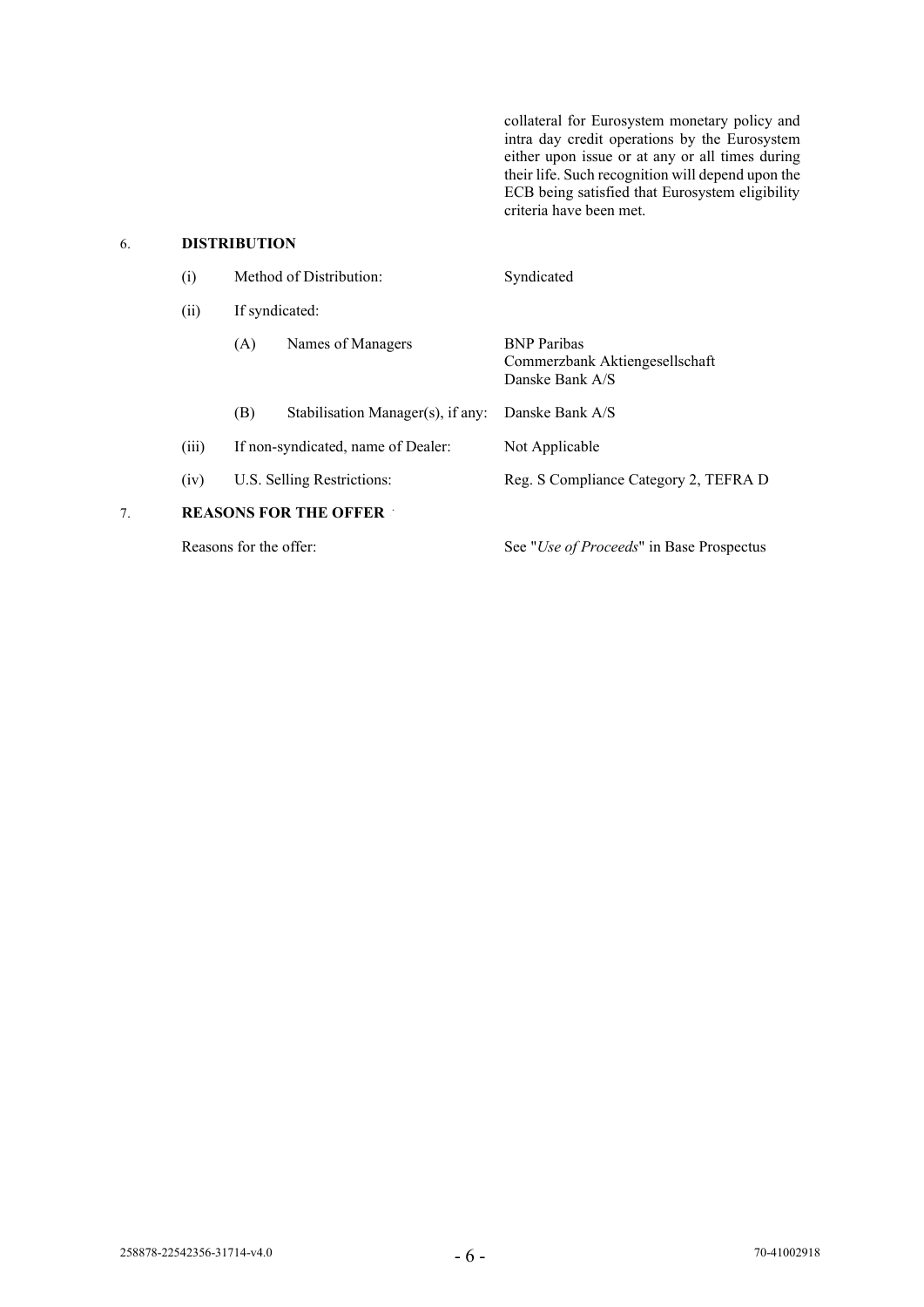collateral for Eurosystem monetary policy and intra day credit operations by the Eurosystem either upon issue or at any or all times during their life. Such recognition will depend upon the ECB being satisfied that Eurosystem eligibility criteria have been met.

## 6. DISTRIBUTION

| | | |
|---|---|---|
| (i) | Method of Distribution: | Syndicated |
| (ii) | If syndicated: | |
| | (A) Names of Managers | BNP Paribas<br>Commerzbank Aktiengesellschaft<br>Danske Bank A/S |
| | (B) Stabilisation Manager(s), if any: | Danske Bank A/S |
| (iii) | If non-syndicated, name of Dealer: | Not Applicable |
| (iv) | U.S. Selling Restrictions: | Reg. S Compliance Category 2, TEFRA D |

## 7. REASONS FOR THE OFFER

| | |
|---|---|
| Reasons for the offer: | See "*Use of Proceeds*" in Base Prospectus |